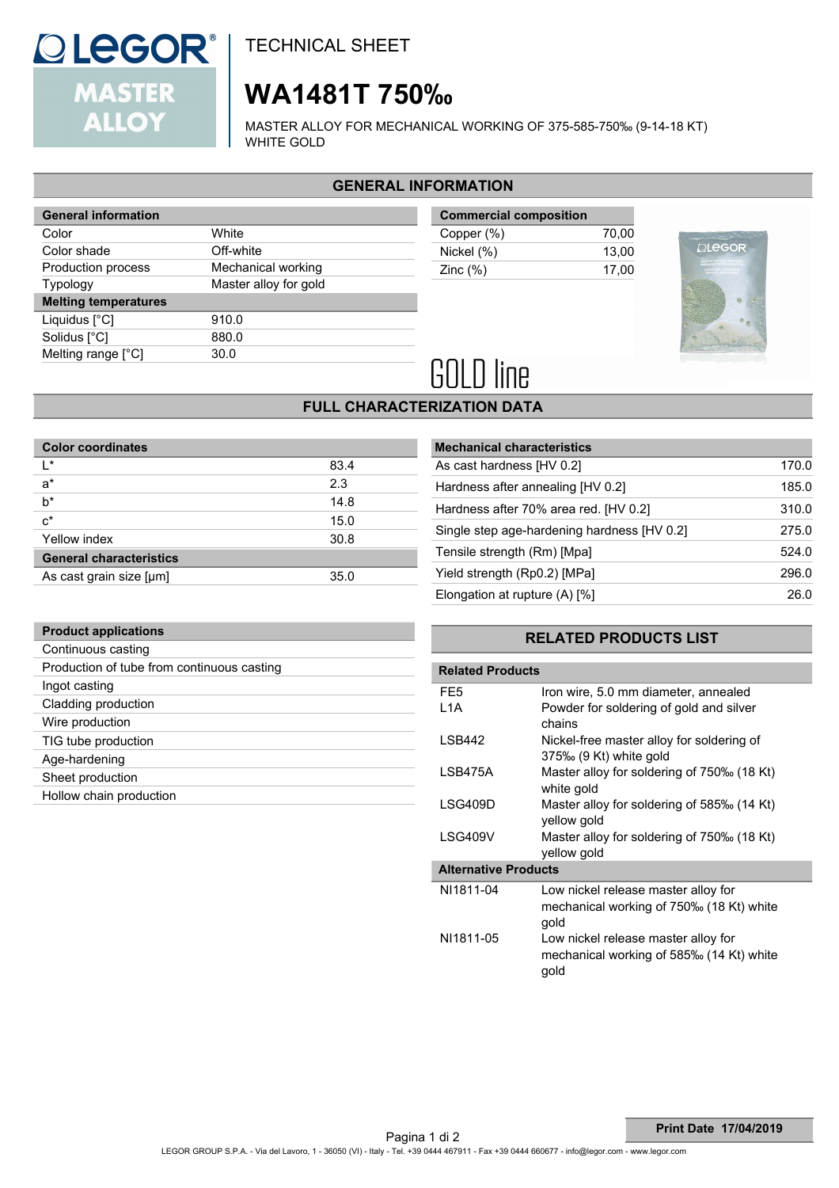TECHNICAL SHEET

# WA1481T 750‰

MASTER ALLOY FOR MECHANICAL WORKING OF 375-585-750‰ (9-14-18 KT) WHITE GOLD

## GENERAL INFORMATION

| General information | |
|---|---|
| Color | White |
| Color shade | Off-white |
| Production process | Mechanical working |
| Typology | Master alloy for gold |
| **Melting temperatures** | |
| Liquidus [°C] | 910.0 |
| Solidus [°C] | 880.0 |
| Melting range [°C] | 30.0 |

| Commercial composition | |
|---|---|
| Copper (%) | 70,00 |
| Nickel (%) | 13,00 |
| Zinc (%) | 17,00 |

GOLD line

## FULL CHARACTERIZATION DATA

| Color coordinates | |
|---|---|
| L* | 83.4 |
| a* | 2.3 |
| b* | 14.8 |
| c* | 15.0 |
| Yellow index | 30.8 |
| **General characteristics** | |
| As cast grain size [µm] | 35.0 |

| Mechanical characteristics | |
|---|---|
| As cast hardness [HV 0.2] | 170.0 |
| Hardness after annealing [HV 0.2] | 185.0 |
| Hardness after 70% area red. [HV 0.2] | 310.0 |
| Single step age-hardening hardness [HV 0.2] | 275.0 |
| Tensile strength (Rm) [Mpa] | 524.0 |
| Yield strength (Rp0.2) [MPa] | 296.0 |
| Elongation at rupture (A) [%] | 26.0 |

| Product applications |
|---|
| Continuous casting |
| Production of tube from continuous casting |
| Ingot casting |
| Cladding production |
| Wire production |
| TIG tube production |
| Age-hardening |
| Sheet production |
| Hollow chain production |

## RELATED PRODUCTS LIST

| Related Products | |
|---|---|
| FE5 | Iron wire, 5.0 mm diameter, annealed |
| L1A | Powder for soldering of gold and silver chains |
| LSB442 | Nickel-free master alloy for soldering of 375‰ (9 Kt) white gold |
| LSB475A | Master alloy for soldering of 750‰ (18 Kt) white gold |
| LSG409D | Master alloy for soldering of 585‰ (14 Kt) yellow gold |
| LSG409V | Master alloy for soldering of 750‰ (18 Kt) yellow gold |
| **Alternative Products** | |
| NI1811-04 | Low nickel release master alloy for mechanical working of 750‰ (18 Kt) white gold |
| NI1811-05 | Low nickel release master alloy for mechanical working of 585‰ (14 Kt) white gold |

Print Date 17/04/2019

LEGOR GROUP S.P.A. - Via del Lavoro, 1 - 36050 (VI) - Italy - Tel. +39 0444 467911 - Fax +39 0444 660677 - info@legor.com - www.legor.com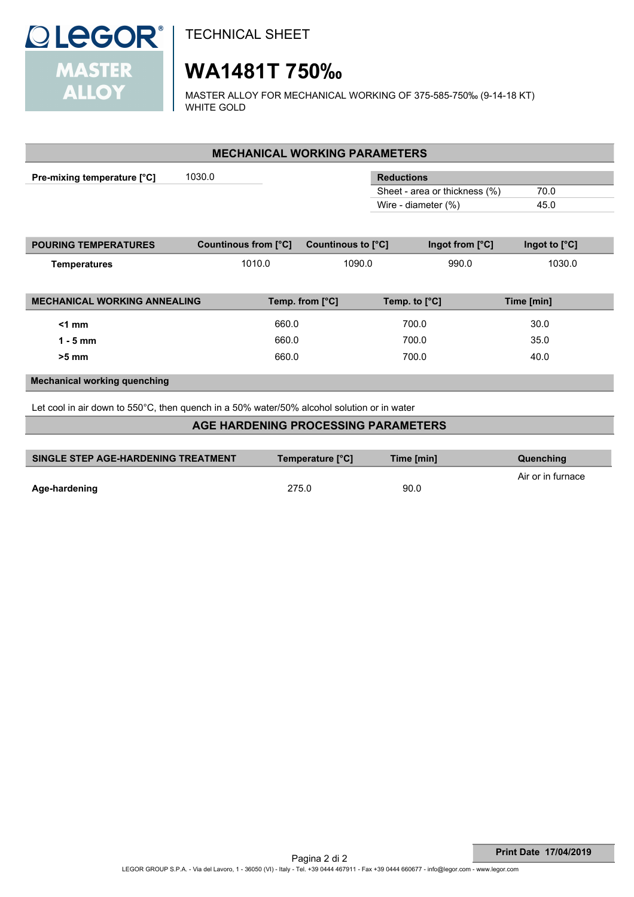LEGOR® MASTER ALLOY

TECHNICAL SHEET

# WA1481T 750‰

MASTER ALLOY FOR MECHANICAL WORKING OF 375-585-750‰ (9-14-18 KT) WHITE GOLD

## MECHANICAL WORKING PARAMETERS

| | |
|---|---|
| **Pre-mixing temperature [°C]** | 1030.0 |

| **Reductions** | |
|---|---|
| Sheet - area or thickness (%) | 70.0 |
| Wire - diameter (%) | 45.0 |

| **POURING TEMPERATURES** | **Countinous from [°C]** | **Countinous to [°C]** | **Ingot from [°C]** | **Ingot to [°C]** |
|---|---|---|---|---|
| **Temperatures** | 1010.0 | 1090.0 | 990.0 | 1030.0 |

| **MECHANICAL WORKING ANNEALING** | **Temp. from [°C]** | **Temp. to [°C]** | **Time [min]** |
|---|---|---|---|
| **<1 mm** | 660.0 | 700.0 | 30.0 |
| **1 - 5 mm** | 660.0 | 700.0 | 35.0 |
| **>5 mm** | 660.0 | 700.0 | 40.0 |

**Mechanical working quenching**

Let cool in air down to 550°C, then quench in a 50% water/50% alcohol solution or in water

## AGE HARDENING PROCESSING PARAMETERS

| **SINGLE STEP AGE-HARDENING TREATMENT** | **Temperature [°C]** | **Time [min]** | **Quenching** |
|---|---|---|---|
| **Age-hardening** | 275.0 | 90.0 | Air or in furnace |

**Print Date 17/04/2019**

LEGOR GROUP S.P.A. - Via del Lavoro, 1 - 36050 (VI) - Italy - Tel. +39 0444 467911 - Fax +39 0444 660677 - info@legor.com - www.legor.com